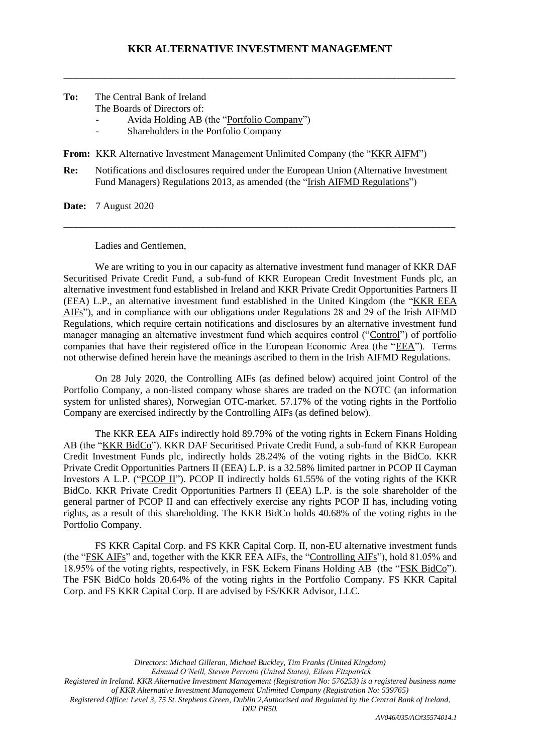# KKR ALTERNATIVE INVESTMENT MANAGEMENT

**To:** The Central Bank of Ireland
The Boards of Directors of:
- Avida Holding AB (the "Portfolio Company")
- Shareholders in the Portfolio Company

**From:** KKR Alternative Investment Management Unlimited Company (the "KKR AIFM")

**Re:** Notifications and disclosures required under the European Union (Alternative Investment Fund Managers) Regulations 2013, as amended (the "Irish AIFMD Regulations")

**Date:** 7 August 2020

Ladies and Gentlemen,

We are writing to you in our capacity as alternative investment fund manager of KKR DAF Securitised Private Credit Fund, a sub-fund of KKR European Credit Investment Funds plc, an alternative investment fund established in Ireland and KKR Private Credit Opportunities Partners II (EEA) L.P., an alternative investment fund established in the United Kingdom (the "KKR EEA AIFs"), and in compliance with our obligations under Regulations 28 and 29 of the Irish AIFMD Regulations, which require certain notifications and disclosures by an alternative investment fund manager managing an alternative investment fund which acquires control ("Control") of portfolio companies that have their registered office in the European Economic Area (the "EEA"). Terms not otherwise defined herein have the meanings ascribed to them in the Irish AIFMD Regulations.

On 28 July 2020, the Controlling AIFs (as defined below) acquired joint Control of the Portfolio Company, a non-listed company whose shares are traded on the NOTC (an information system for unlisted shares), Norwegian OTC-market. 57.17% of the voting rights in the Portfolio Company are exercised indirectly by the Controlling AIFs (as defined below).

The KKR EEA AIFs indirectly hold 89.79% of the voting rights in Eckern Finans Holding AB (the "KKR BidCo"). KKR DAF Securitised Private Credit Fund, a sub-fund of KKR European Credit Investment Funds plc, indirectly holds 28.24% of the voting rights in the BidCo. KKR Private Credit Opportunities Partners II (EEA) L.P. is a 32.58% limited partner in PCOP II Cayman Investors A L.P. ("PCOP II"). PCOP II indirectly holds 61.55% of the voting rights of the KKR BidCo. KKR Private Credit Opportunities Partners II (EEA) L.P. is the sole shareholder of the general partner of PCOP II and can effectively exercise any rights PCOP II has, including voting rights, as a result of this shareholding. The KKR BidCo holds 40.68% of the voting rights in the Portfolio Company.

FS KKR Capital Corp. and FS KKR Capital Corp. II, non-EU alternative investment funds (the "FSK AIFs" and, together with the KKR EEA AIFs, the "Controlling AIFs"), hold 81.05% and 18.95% of the voting rights, respectively, in FSK Eckern Finans Holding AB (the "FSK BidCo"). The FSK BidCo holds 20.64% of the voting rights in the Portfolio Company. FS KKR Capital Corp. and FS KKR Capital Corp. II are advised by FS/KKR Advisor, LLC.

*Directors: Michael Gilleran, Michael Buckley, Tim Franks (United Kingdom)*
*Edmund O'Neill, Steven Perrotto (United States), Eileen Fitzpatrick*
*Registered in Ireland. KKR Alternative Investment Management (Registration No: 576253) is a registered business name of KKR Alternative Investment Management Unlimited Company (Registration No: 539765)*
*Registered Office: Level 3, 75 St. Stephens Green, Dublin 2,Authorised and Regulated by the Central Bank of Ireland, D02 PR50.*

*AV046/035/AC#35574014.1*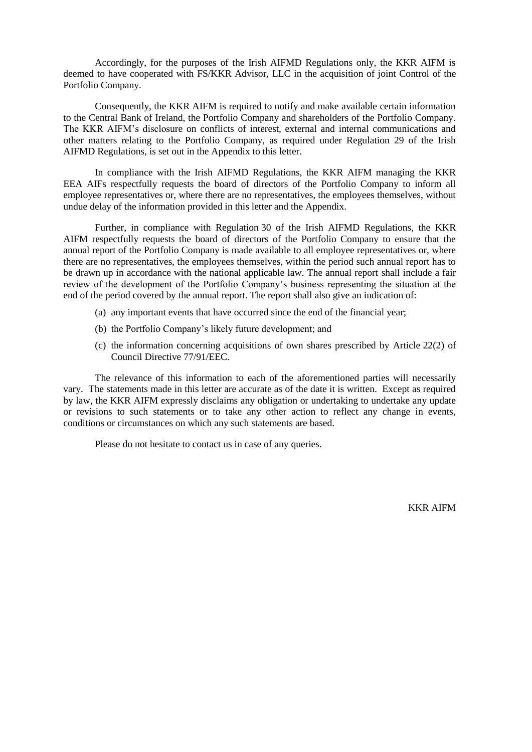Accordingly, for the purposes of the Irish AIFMD Regulations only, the KKR AIFM is deemed to have cooperated with FS/KKR Advisor, LLC in the acquisition of joint Control of the Portfolio Company.

Consequently, the KKR AIFM is required to notify and make available certain information to the Central Bank of Ireland, the Portfolio Company and shareholders of the Portfolio Company. The KKR AIFM's disclosure on conflicts of interest, external and internal communications and other matters relating to the Portfolio Company, as required under Regulation 29 of the Irish AIFMD Regulations, is set out in the Appendix to this letter.

In compliance with the Irish AIFMD Regulations, the KKR AIFM managing the KKR EEA AIFs respectfully requests the board of directors of the Portfolio Company to inform all employee representatives or, where there are no representatives, the employees themselves, without undue delay of the information provided in this letter and the Appendix.

Further, in compliance with Regulation 30 of the Irish AIFMD Regulations, the KKR AIFM respectfully requests the board of directors of the Portfolio Company to ensure that the annual report of the Portfolio Company is made available to all employee representatives or, where there are no representatives, the employees themselves, within the period such annual report has to be drawn up in accordance with the national applicable law. The annual report shall include a fair review of the development of the Portfolio Company's business representing the situation at the end of the period covered by the annual report. The report shall also give an indication of:

(a) any important events that have occurred since the end of the financial year;

(b) the Portfolio Company's likely future development; and

(c) the information concerning acquisitions of own shares prescribed by Article 22(2) of Council Directive 77/91/EEC.

The relevance of this information to each of the aforementioned parties will necessarily vary. The statements made in this letter are accurate as of the date it is written. Except as required by law, the KKR AIFM expressly disclaims any obligation or undertaking to undertake any update or revisions to such statements or to take any other action to reflect any change in events, conditions or circumstances on which any such statements are based.

Please do not hesitate to contact us in case of any queries.

KKR AIFM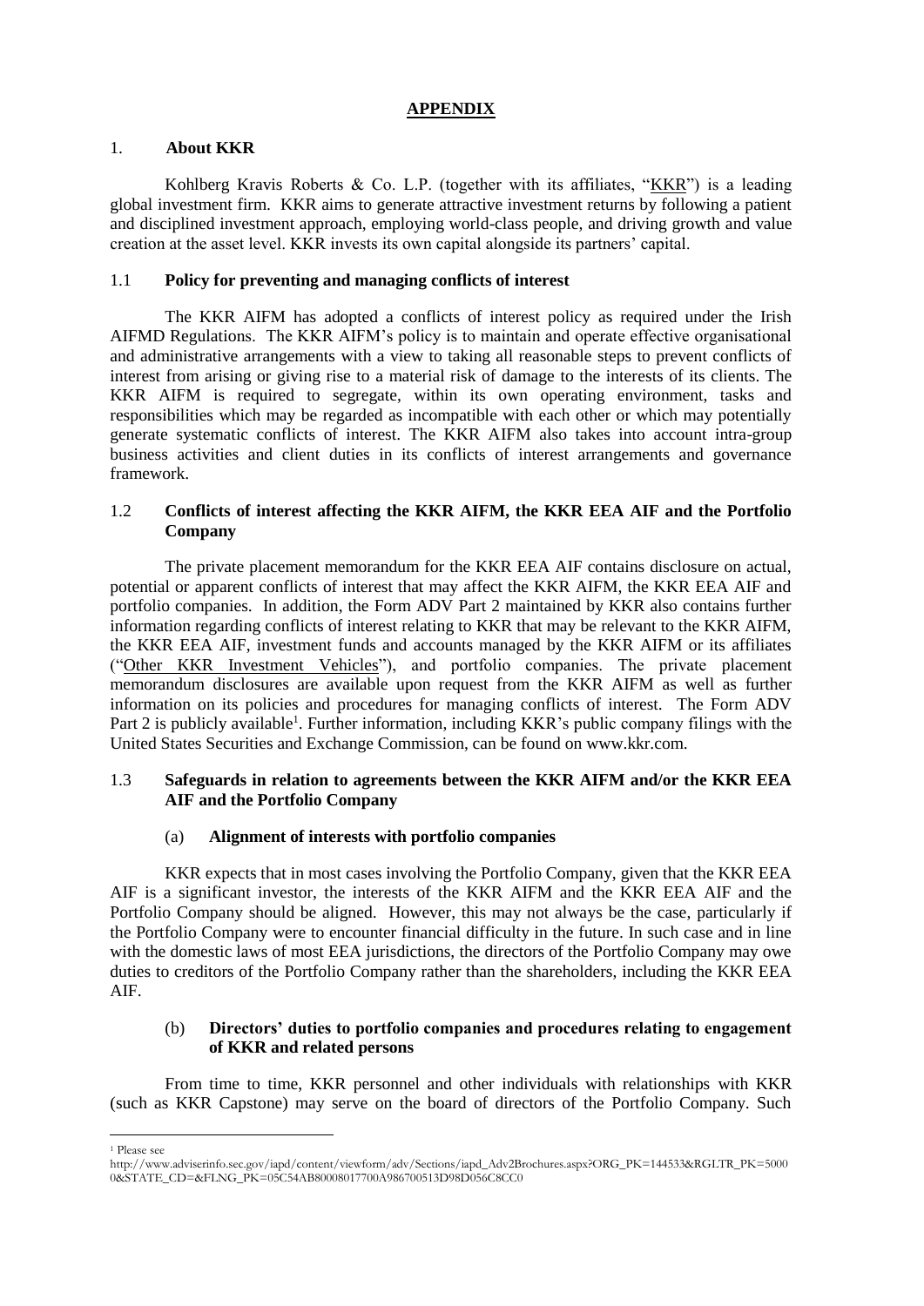## APPENDIX

### 1. About KKR

Kohlberg Kravis Roberts & Co. L.P. (together with its affiliates, "KKR") is a leading global investment firm. KKR aims to generate attractive investment returns by following a patient and disciplined investment approach, employing world-class people, and driving growth and value creation at the asset level. KKR invests its own capital alongside its partners' capital.

### 1.1 Policy for preventing and managing conflicts of interest

The KKR AIFM has adopted a conflicts of interest policy as required under the Irish AIFMD Regulations. The KKR AIFM's policy is to maintain and operate effective organisational and administrative arrangements with a view to taking all reasonable steps to prevent conflicts of interest from arising or giving rise to a material risk of damage to the interests of its clients. The KKR AIFM is required to segregate, within its own operating environment, tasks and responsibilities which may be regarded as incompatible with each other or which may potentially generate systematic conflicts of interest. The KKR AIFM also takes into account intra-group business activities and client duties in its conflicts of interest arrangements and governance framework.

### 1.2 Conflicts of interest affecting the KKR AIFM, the KKR EEA AIF and the Portfolio Company

The private placement memorandum for the KKR EEA AIF contains disclosure on actual, potential or apparent conflicts of interest that may affect the KKR AIFM, the KKR EEA AIF and portfolio companies. In addition, the Form ADV Part 2 maintained by KKR also contains further information regarding conflicts of interest relating to KKR that may be relevant to the KKR AIFM, the KKR EEA AIF, investment funds and accounts managed by the KKR AIFM or its affiliates ("Other KKR Investment Vehicles"), and portfolio companies. The private placement memorandum disclosures are available upon request from the KKR AIFM as well as further information on its policies and procedures for managing conflicts of interest. The Form ADV Part 2 is publicly available[1]. Further information, including KKR's public company filings with the United States Securities and Exchange Commission, can be found on www.kkr.com.

### 1.3 Safeguards in relation to agreements between the KKR AIFM and/or the KKR EEA AIF and the Portfolio Company

#### (a) Alignment of interests with portfolio companies

KKR expects that in most cases involving the Portfolio Company, given that the KKR EEA AIF is a significant investor, the interests of the KKR AIFM and the KKR EEA AIF and the Portfolio Company should be aligned. However, this may not always be the case, particularly if the Portfolio Company were to encounter financial difficulty in the future. In such case and in line with the domestic laws of most EEA jurisdictions, the directors of the Portfolio Company may owe duties to creditors of the Portfolio Company rather than the shareholders, including the KKR EEA AIF.

#### (b) Directors' duties to portfolio companies and procedures relating to engagement of KKR and related persons

From time to time, KKR personnel and other individuals with relationships with KKR (such as KKR Capstone) may serve on the board of directors of the Portfolio Company. Such

---

[1] Please see http://www.adviserinfo.sec.gov/iapd/content/viewform/adv/Sections/iapd_Adv2Brochures.aspx?ORG_PK=144533&RGLTR_PK=50000&STATE_CD=&FLNG_PK=05C54AB80008017700A986700513D98D056C8CC0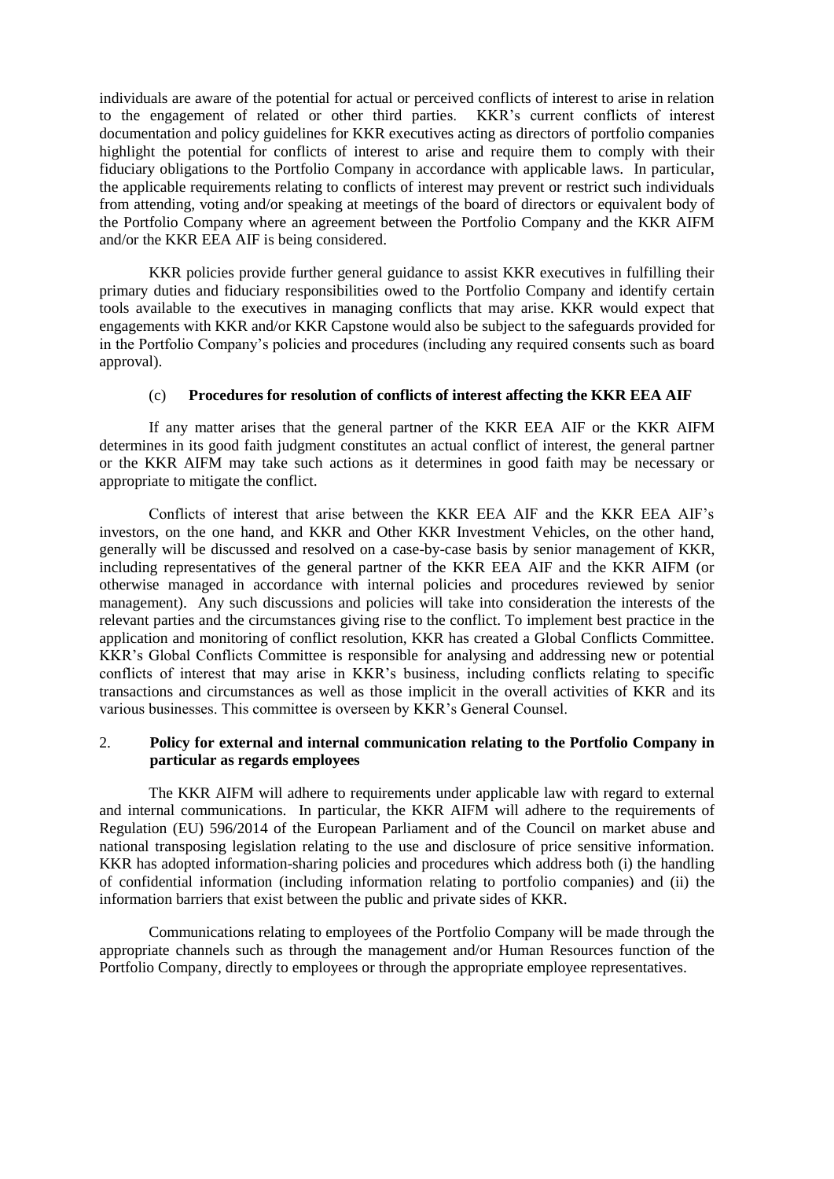individuals are aware of the potential for actual or perceived conflicts of interest to arise in relation to the engagement of related or other third parties. KKR's current conflicts of interest documentation and policy guidelines for KKR executives acting as directors of portfolio companies highlight the potential for conflicts of interest to arise and require them to comply with their fiduciary obligations to the Portfolio Company in accordance with applicable laws. In particular, the applicable requirements relating to conflicts of interest may prevent or restrict such individuals from attending, voting and/or speaking at meetings of the board of directors or equivalent body of the Portfolio Company where an agreement between the Portfolio Company and the KKR AIFM and/or the KKR EEA AIF is being considered.

KKR policies provide further general guidance to assist KKR executives in fulfilling their primary duties and fiduciary responsibilities owed to the Portfolio Company and identify certain tools available to the executives in managing conflicts that may arise. KKR would expect that engagements with KKR and/or KKR Capstone would also be subject to the safeguards provided for in the Portfolio Company's policies and procedures (including any required consents such as board approval).

(c) **Procedures for resolution of conflicts of interest affecting the KKR EEA AIF**

If any matter arises that the general partner of the KKR EEA AIF or the KKR AIFM determines in its good faith judgment constitutes an actual conflict of interest, the general partner or the KKR AIFM may take such actions as it determines in good faith may be necessary or appropriate to mitigate the conflict.

Conflicts of interest that arise between the KKR EEA AIF and the KKR EEA AIF's investors, on the one hand, and KKR and Other KKR Investment Vehicles, on the other hand, generally will be discussed and resolved on a case-by-case basis by senior management of KKR, including representatives of the general partner of the KKR EEA AIF and the KKR AIFM (or otherwise managed in accordance with internal policies and procedures reviewed by senior management). Any such discussions and policies will take into consideration the interests of the relevant parties and the circumstances giving rise to the conflict. To implement best practice in the application and monitoring of conflict resolution, KKR has created a Global Conflicts Committee. KKR's Global Conflicts Committee is responsible for analysing and addressing new or potential conflicts of interest that may arise in KKR's business, including conflicts relating to specific transactions and circumstances as well as those implicit in the overall activities of KKR and its various businesses. This committee is overseen by KKR's General Counsel.

## 2. Policy for external and internal communication relating to the Portfolio Company in particular as regards employees

The KKR AIFM will adhere to requirements under applicable law with regard to external and internal communications. In particular, the KKR AIFM will adhere to the requirements of Regulation (EU) 596/2014 of the European Parliament and of the Council on market abuse and national transposing legislation relating to the use and disclosure of price sensitive information. KKR has adopted information-sharing policies and procedures which address both (i) the handling of confidential information (including information relating to portfolio companies) and (ii) the information barriers that exist between the public and private sides of KKR.

Communications relating to employees of the Portfolio Company will be made through the appropriate channels such as through the management and/or Human Resources function of the Portfolio Company, directly to employees or through the appropriate employee representatives.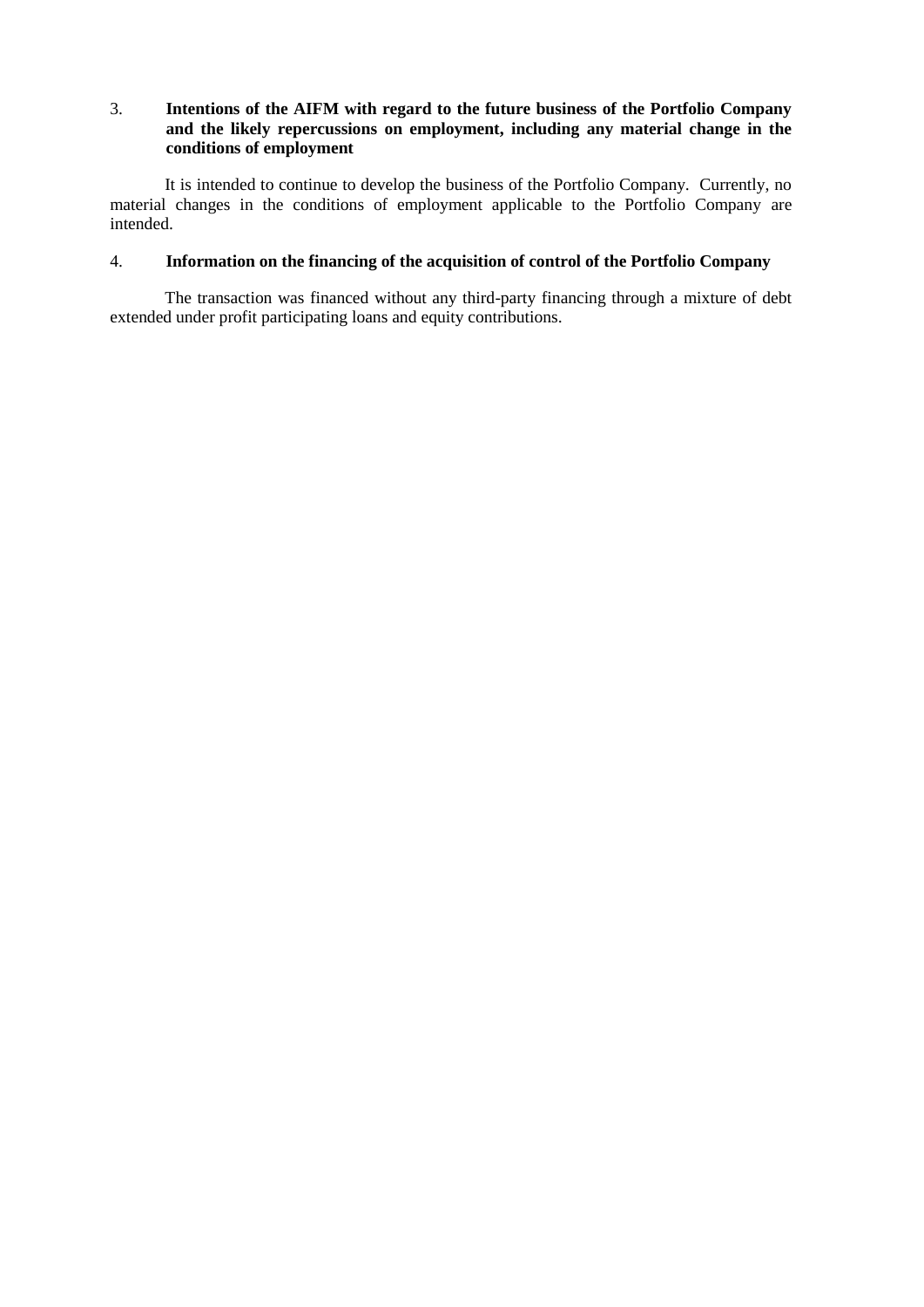3. **Intentions of the AIFM with regard to the future business of the Portfolio Company and the likely repercussions on employment, including any material change in the conditions of employment**

It is intended to continue to develop the business of the Portfolio Company. Currently, no material changes in the conditions of employment applicable to the Portfolio Company are intended.

4. **Information on the financing of the acquisition of control of the Portfolio Company**

The transaction was financed without any third-party financing through a mixture of debt extended under profit participating loans and equity contributions.